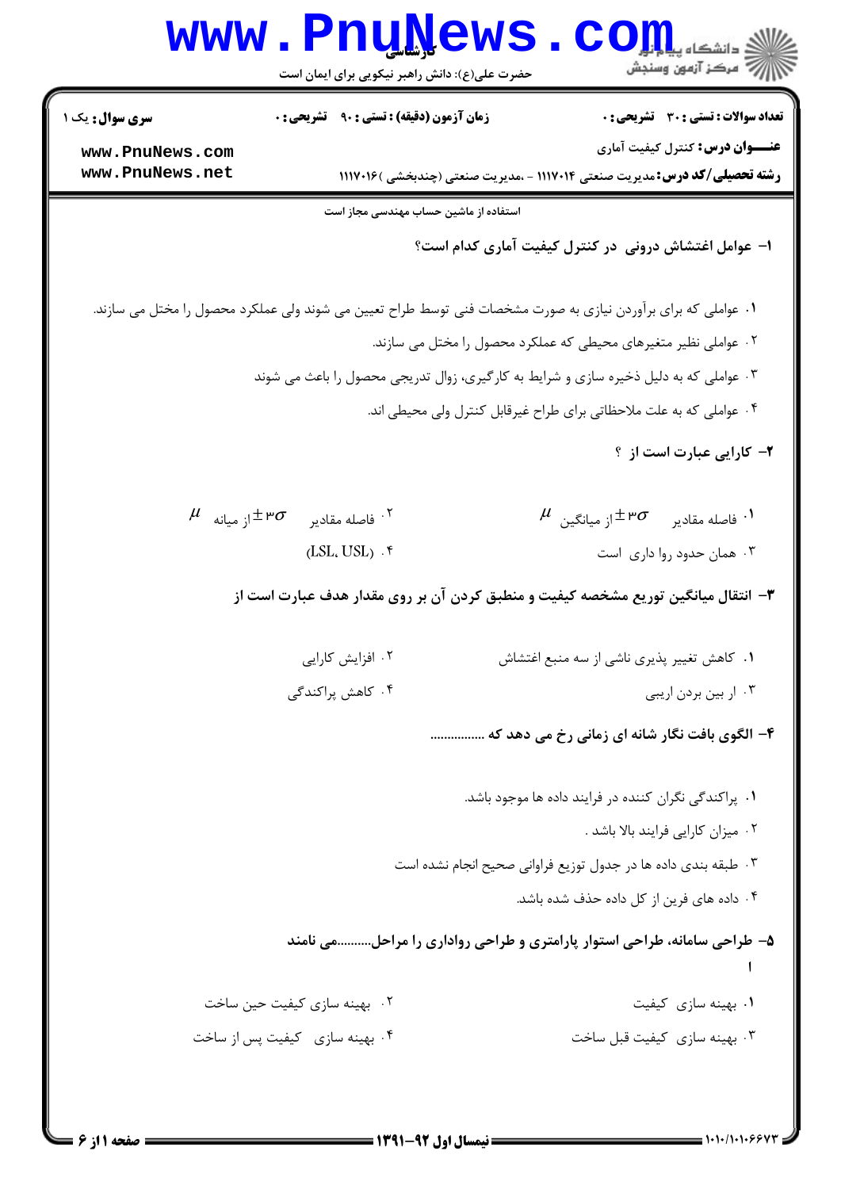**تعداد سوالات : تستی : ۳۰ تشریحی : ۰** | **زمان آزمون (دقیقه) : تستی : ۹۰ تشریحی : ۰** | **سری سوال :** یک ۱

**عنـــوان درس :** کنترل کیفیت آماری

**رشته تحصیلی/کد درس :** مدیریت صنعتی ۱۱۱۷۰۱۴ - ،مدیریت صنعتی (چندبخشی ) ۱۱۱۷۰۱۶

استفاده از ماشین حساب مهندسی مجاز است

**۱- عوامل اغتشاش درونی در کنترل کیفیت آماری کدام است؟**

۱. عواملی که برای برآوردن نیازی به صورت مشخصات فنی توسط طراح تعیین می شوند ولی عملکرد محصول را مختل می سازند.

۲. عواملی نظیر متغیرهای محیطی که عملکرد محصول را مختل می سازند.

۳. عواملی که به دلیل ذخیره سازی و شرایط به کارگیری، زوال تدریجی محصول را باعث می شوند

۴. عواملی که به علت ملاحظاتی برای طراح غیرقابل کنترل ولی محیطی اند.

**۲- کارایی عبارت است از ؟**

۱. فاصله مقادیر $\pm 3\sigma$ از میانگین $\mu$

۲. فاصله مقادیر $\pm 3\sigma$ از میانه $\mu$

۳. همان حدود روا داری است

۴. (LSL، USL)

**۳- انتقال میانگین توریع مشخصه کیفیت و منطبق کردن آن بر روی مقدار هدف عبارت است از**

۱. کاهش تغییر پذیری ناشی از سه منبع اغتشاش

۲. افزایش کارایی

۳. ار بین بردن اریبی

۴. کاهش پراکندگی

**۴- الگوی بافت نگار شانه ای زمانی رخ می دهد که ................**

۱. پراکندگی نگران کننده در فرایند داده ها موجود باشد.

۲. میزان کارایی فرایند بالا باشد .

۳. طبقه بندی داده ها در جدول توزیع فراوانی صحیح انجام نشده است

۴. داده های فرین از کل داده حذف شده باشد.

**۵- طراحی سامانه، طراحی استوار پارامتری و طراحی رواداری را مراحل..........می نامند**

۱. بهینه سازی کیفیت

۲. بهینه سازی کیفیت حین ساخت

۳. بهینه سازی کیفیت قبل ساخت

۴. بهینه سازی کیفیت پس از ساخت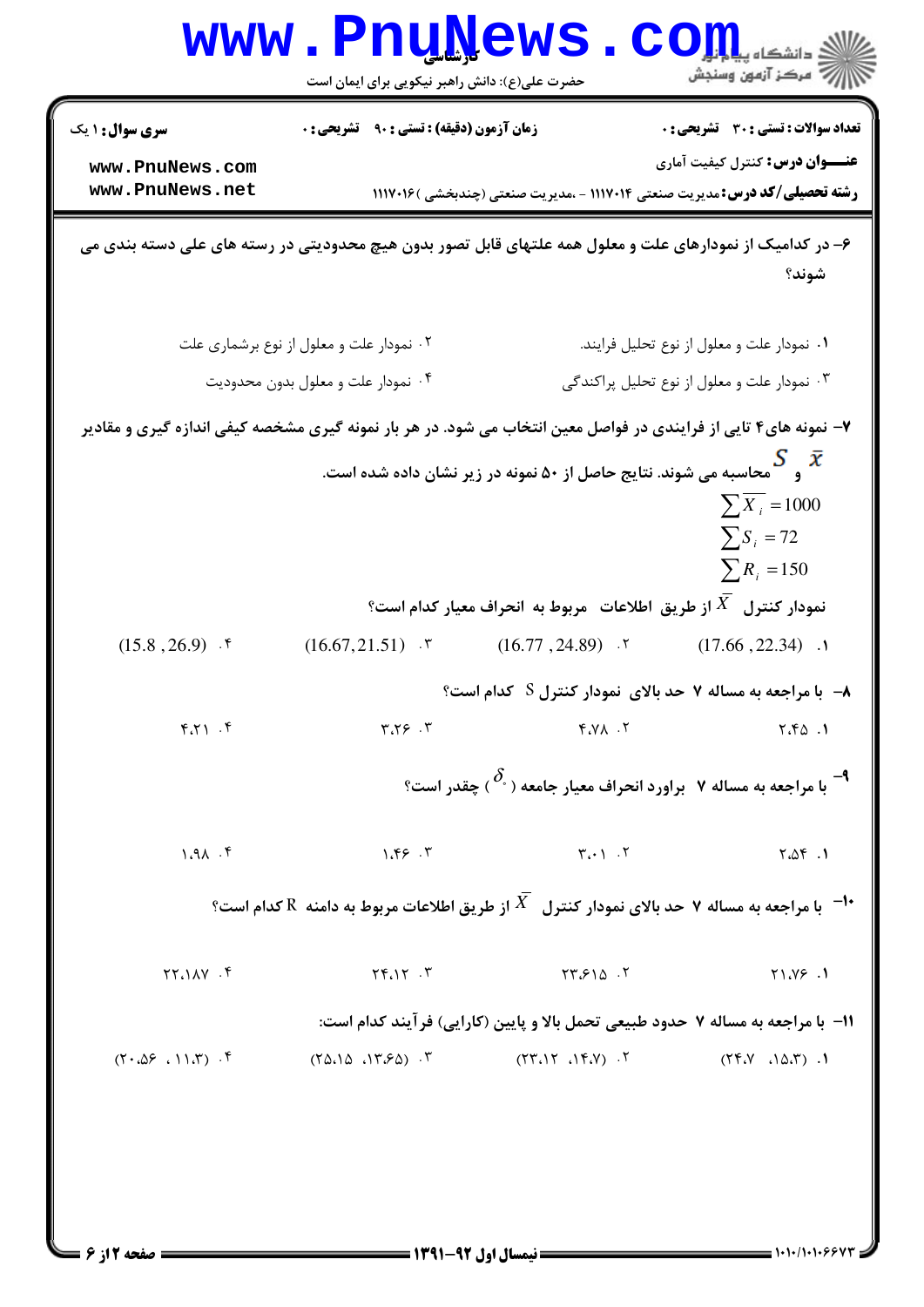۶- در کدامیک از نمودارهای علت و معلول همه علتهای قابل تصور بدون هیچ محدودیتی در رسته های علی دسته بندی می شوند؟

۱. نمودار علت و معلول از نوع تحلیل فرایند.

۲. نمودار علت و معلول از نوع برشماری علت

۳. نمودار علت و معلول از نوع تحلیل پراکندگی

۴. نمودار علت و معلول بدون محدودیت

۷- نمونه های۴ تایی از فرایندی در فواصل معین انتخاب می شود. در هر بار نمونه گیری مشخصه کیفی اندازه گیری و مقادیر $\bar{x}$ و $S$ محاسبه می شوند. نتایج حاصل از ۵۰ نمونه در زیر نشان داده شده است.

$$\sum \overline{X_i} = 1000$$

$$\sum S_i = 72$$

$$\sum R_i = 150$$

نمودار کنترل $\bar{X}$ از طریق اطلاعات مربوط به انحراف معیار کدام است؟

۱. $(17.66 , 22.34)$

۲. $(16.77 , 24.89)$

۳. $(16.67, 21.51)$

۴. $(15.8 , 26.9)$

۸- با مراجعه به مساله ۷ حد بالای نمودار کنترل S کدام است؟

۱. ۲.۴۵

۲. ۴.۷۸

۳. ۳.۲۶

۴. ۴.۲۱

۹- با مراجعه به مساله ۷ براورد انحراف معیار جامعه ( $\delta_{\circ}$ ) چقدر است؟

۱. ۲.۵۴

۲. ۳.۰۱

۳. ۱.۴۶

۴. ۱.۹۸

۱۰- با مراجعه به مساله ۷ حد بالای نمودار کنترل $\bar{X}$ از طریق اطلاعات مربوط به دامنه R کدام است؟

۱. ۲۱.۷۶

۲. ۲۳.۶۱۵

۳. ۲۴.۱۲

۴. ۲۲.۱۸۷

۱۱- با مراجعه به مساله ۷ حدود طبیعی تحمل بالا و پایین (کارایی) فرآیند کدام است:

۱. (۲۴.۷ ،۱۵.۳)

۲. (۲۳.۱۲ ،۱۴.۷)

۳. (۲۵.۱۵ ،۱۳.۶۵)

۴. (۲۰.۵۶ ، ۱۱.۳)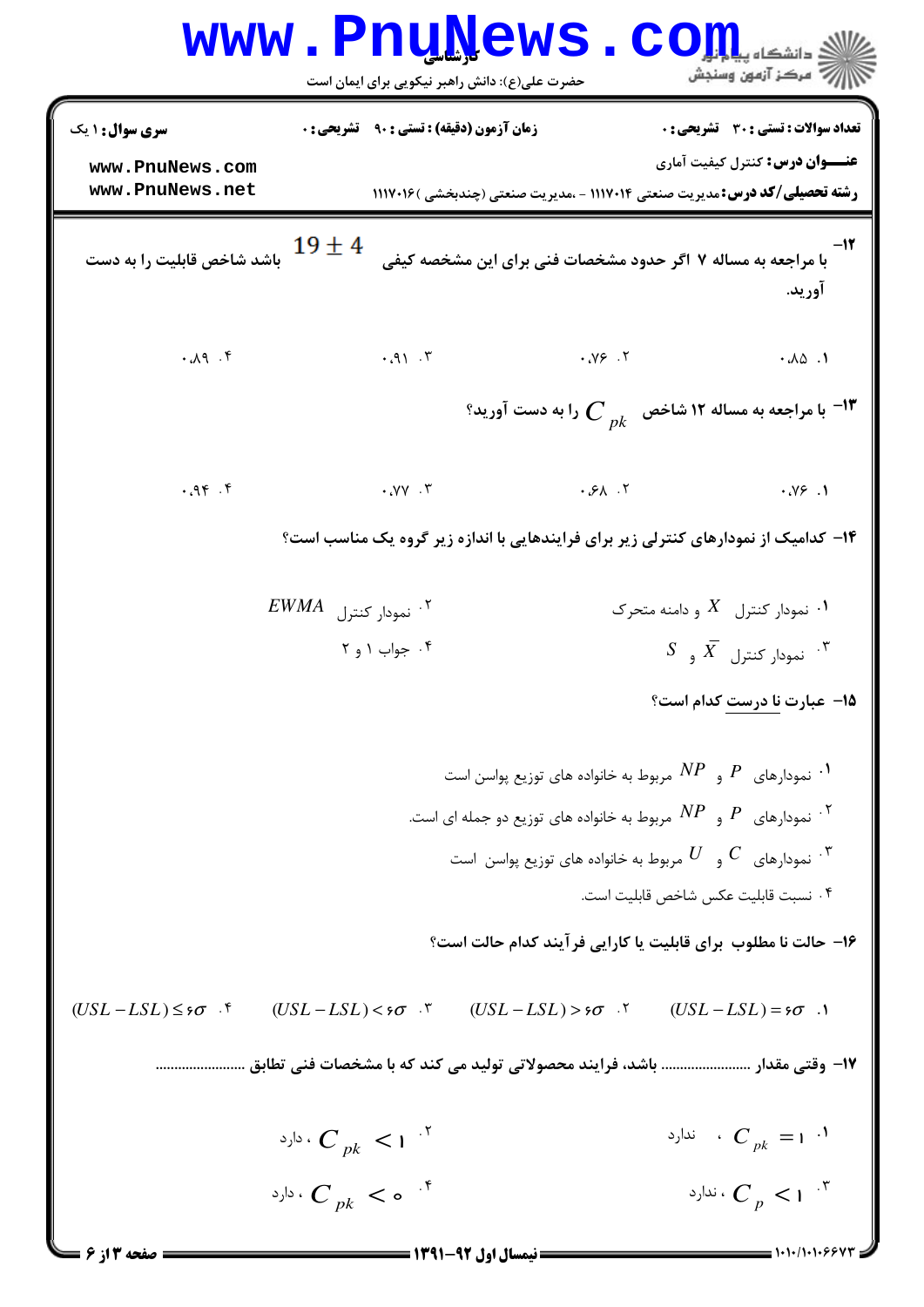**سری سوال:** ۱ یک

**زمان آزمون (دقیقه) : تستی :** ۹۰ **تشریحی :** ۰

**تعداد سوالات : تستی :** ۳۰ **تشریحی :** ۰

**عنـــوان درس:** کنترل کیفیت آماری

**رشته تحصیلی/کد درس:** مدیریت صنعتی ۱۱۱۷۰۱۴ - ،مدیریت صنعتی (چندبخشی )۱۱۱۷۰۱۶

۱۲- با مراجعه به مساله ۷ اگر حدود مشخصات فنی برای این مشخصه کیفی $19 \pm 4$ باشد شاخص قابلیت را به دست آورید.

۱. ۰.۸۵

۲. ۰.۷۶

۳. ۰.۹۱

۴. ۰.۸۹

۱۳- با مراجعه به مساله ۱۲ شاخص $C_{pk}$ را به دست آورید؟

۱. ۰.۷۶

۲. ۰.۶۸

۳. ۰.۷۷

۴. ۰.۹۴

۱۴- کدامیک از نمودارهای کنترلی زیر برای فرایندهایی با اندازه زیر گروه یک مناسب است؟

۱. نمودار کنترل $X$ و دامنه متحرک

۲. نمودار کنترل $EWMA$

۳. نمودار کنترل $\bar{X}$ و $S$

۴. جواب ۱ و ۲

۱۵- عبارت نا درست کدام است؟

۱. نمودارهای $P$ و $NP$ مربوط به خانواده های توزیع پواسن است

۲. نمودارهای $P$ و $NP$ مربوط به خانواده های توزیع دو جمله ای است.

۳. نمودارهای $C$ و $U$ مربوط به خانواده های توزیع پواسن است

۴. نسبت قابلیت عکس شاخص قابلیت است.

۱۶- حالت نا مطلوب برای قابلیت یا کارایی فرآیند کدام حالت است؟

۱. $(USL - LSL) = 6\sigma$

۲. $(USL - LSL) > 6\sigma$

۳. $(USL - LSL) < 6\sigma$

۴. $(USL - LSL) \leq 6\sigma$

۱۷- وقتی مقدار ........................ باشد، فرایند محصولاتی تولید می کند که با مشخصات فنی تطابق ........................

۱. $C_{pk} = 1$ ، ندارد

۲. $C_{pk} < 1$ ، دارد

۳. $C_p < 1$ ، ندارد

۴. $C_{pk} < 0$ ، دارد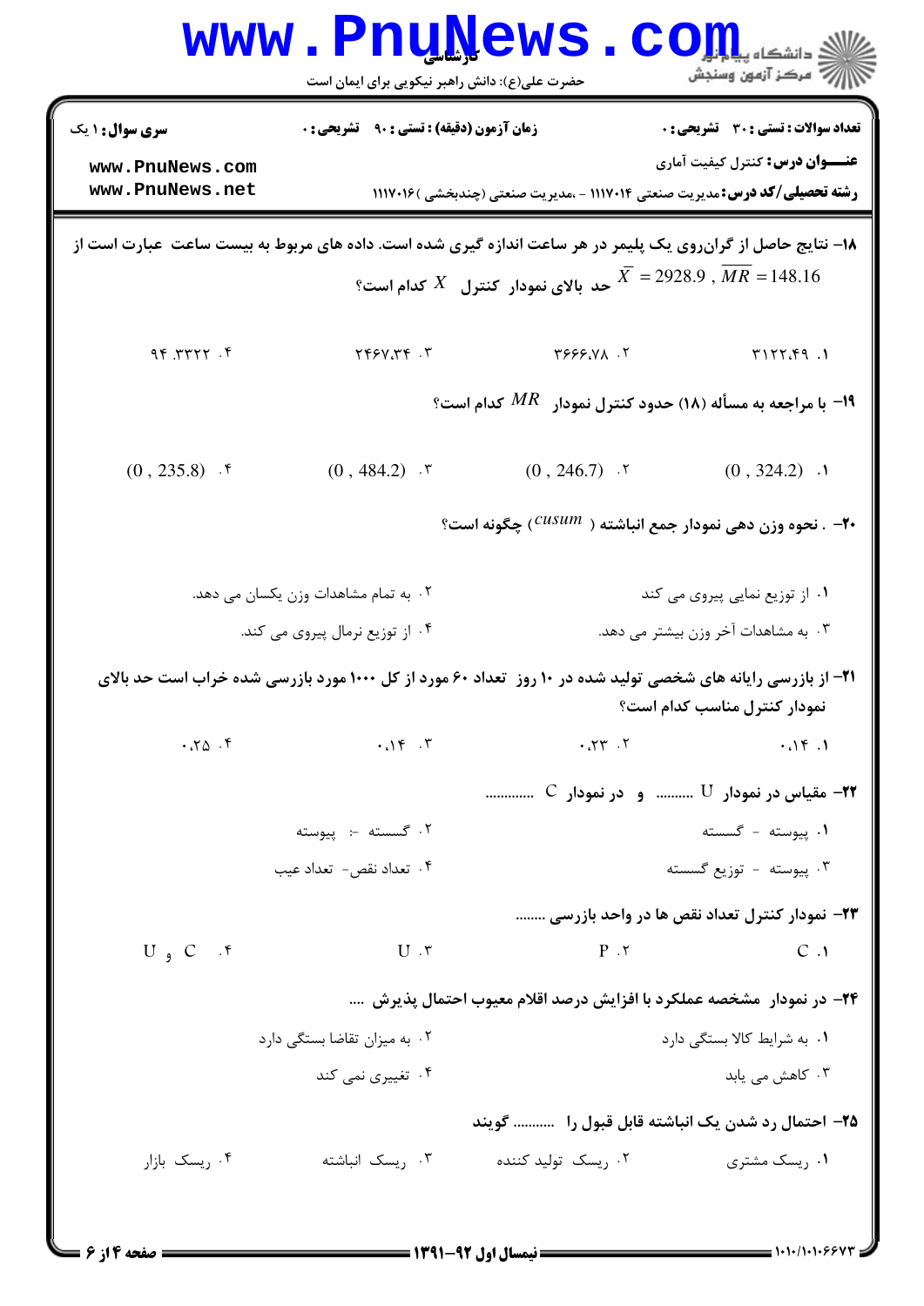**سری سوال:** ۱ یک | **زمان آزمون (دقیقه) : تستی :** ۹۰ **تشریحی :** ۰ | **تعداد سوالات : تستی :** ۳۰ **تشریحی :** ۰

**عنـــوان درس:** کنترل کیفیت آماری

**رشته تحصیلی/کد درس:** مدیریت صنعتی ۱۱۱۷۰۱۴ - ،مدیریت صنعتی (چندبخشی )۱۱۱۷۰۱۶

**۱۸-** نتایج حاصل از گران‌روی یک پلیمر در هر ساعت اندازه گیری شده است. داده های مربوط به بیست ساعت عبارت است از $\overline{X} = 2928.9 \,,\, \overline{MR} = 148.16$ حد بالای نمودار کنترل $X$ کدام است؟

۱. ۳۱۲۲،۴۹ &nbsp;&nbsp; ۲. ۳۶۶۶،۷۸ &nbsp;&nbsp; ۳. ۲۴۶۷،۳۴ &nbsp;&nbsp; ۴. ۹۴،۳۳۲۲

**۱۹-** با مراجعه به مسأله (۱۸) حدود کنترل نمودار $MR$ کدام است؟

۱. $(0 \,,\, 324.2)$ &nbsp;&nbsp; ۲. $(0 \,,\, 246.7)$ &nbsp;&nbsp; ۳. $(0 \,,\, 484.2)$ &nbsp;&nbsp; ۴. $(0 \,,\, 235.8)$

**۲۰-** . نحوه وزن دهی نمودار جمع انباشته ( $cusum$) چگونه است؟

۱. از توزیع نمایی پیروی می کند

۲. به تمام مشاهدات وزن یکسان می دهد.

۳. به مشاهدات آخر وزن بیشتر می دهد.

۴. از توزیع نرمال پیروی می کند.

**۲۱-** از بازرسی رایانه های شخصی تولید شده در ۱۰ روز تعداد ۶۰ مورد از کل ۱۰۰۰ مورد بازرسی شده خراب است حد بالای نمودار کنترل مناسب کدام است؟

۱. ۰،۱۴ &nbsp;&nbsp; ۲. ۰،۲۳ &nbsp;&nbsp; ۳. ۰،۱۴ &nbsp;&nbsp; ۴. ۰،۲۵

**۲۲-** مقیاس در نمودار U .......... و در نمودار C .............

۱. پیوسته - گسسته

۲. گسسته - پیوسته

۳. پیوسته - توزیع گسسته

۴. تعداد نقص- تعداد عیب

**۲۳-** نمودار کنترل تعداد نقص ها در واحد بازرسی ........

۱. C &nbsp;&nbsp; ۲. P &nbsp;&nbsp; ۳. U &nbsp;&nbsp; ۴. C و U

**۲۴-** در نمودار مشخصه عملکرد با افزایش درصد اقلام معیوب احتمال پذیرش ....

۱. به شرایط کالا بستگی دارد

۲. به میزان تقاضا بستگی دارد

۳. کاهش می یابد

۴. تغییری نمی کند

**۲۵-** احتمال رد شدن یک انباشته قابل قبول را ........... گویند

۱. ریسک مشتری &nbsp;&nbsp; ۲. ریسک تولید کننده &nbsp;&nbsp; ۳. ریسک انباشته &nbsp;&nbsp; ۴. ریسک بازار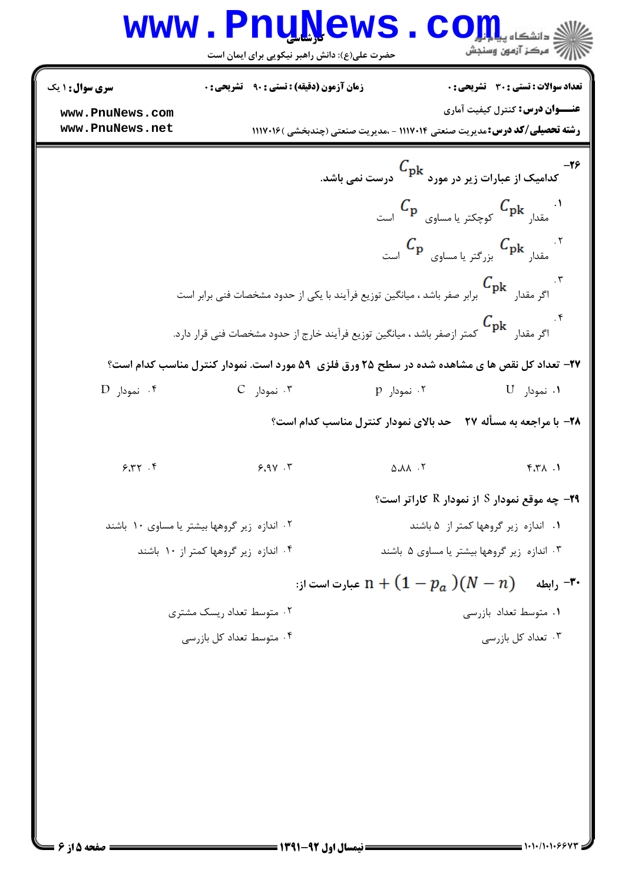**سری سوال:** ۱ یک | **زمان آزمون (دقیقه) : تستی :** ۹۰ **تشریحی :** ۰ | **تعداد سوالات : تستی :** ۳۰ **تشریحی :** ۰

**عنـــوان درس:** کنترل کیفیت آماری

**رشته تحصیلی/کد درس:** مدیریت صنعتی ۱۱۱۷۰۱۴ - ،مدیریت صنعتی (چندبخشی ) ۱۱۱۷۰۱۶

۲۶- کدامیک از عبارات زیر در مورد $C_{pk}$ درست نمی باشد.

۱. مقدار $C_{pk}$ کوچکتر یا مساوی $C_p$ است

۲. مقدار $C_{pk}$ بزرگتر یا مساوی $C_p$ است

۳. اگر مقدار $C_{pk}$ برابر صفر باشد ، میانگین توزیع فرآیند با یکی از حدود مشخصات فنی برابر است

۴. اگر مقدار $C_{pk}$ کمتر ازصفر باشد ، میانگین توزیع فرآیند خارج از حدود مشخصات فنی قرار دارد.

۲۷- تعداد کل نقص ها ی مشاهده شده در سطح ۲۵ ورق فلزی ۵۹ مورد است. نمودار کنترل مناسب کدام است؟

۱. نمودار U

۲. نمودار p

۳. نمودار C

۴. نمودار D

۲۸- با مراجعه به مسأله ۲۷ حد بالای نمودار کنترل مناسب کدام است؟

۱. ۴.۳۸

۲. ۵.۸۸

۳. ۶.۹۷

۴. ۶.۳۲

۲۹- چه موقع نمودار S از نمودار R کاراتر است؟

۱. اندازه زیر گروهها کمتر از ۵ باشند

۲. اندازه زیر گروهها بیشتر یا مساوی ۱۰ باشند

۳. اندازه زیر گروهها بیشتر یا مساوی ۵ باشند

۴. اندازه زیر گروهها کمتر از ۱۰ باشند

۳۰- رابطه $n + (1 - p_a)(N - n)$ عبارت است از:

۱. متوسط تعداد بازرسی

۲. متوسط تعداد ریسک مشتری

۳. تعداد کل بازرسی

۴. متوسط تعداد کل بازرسی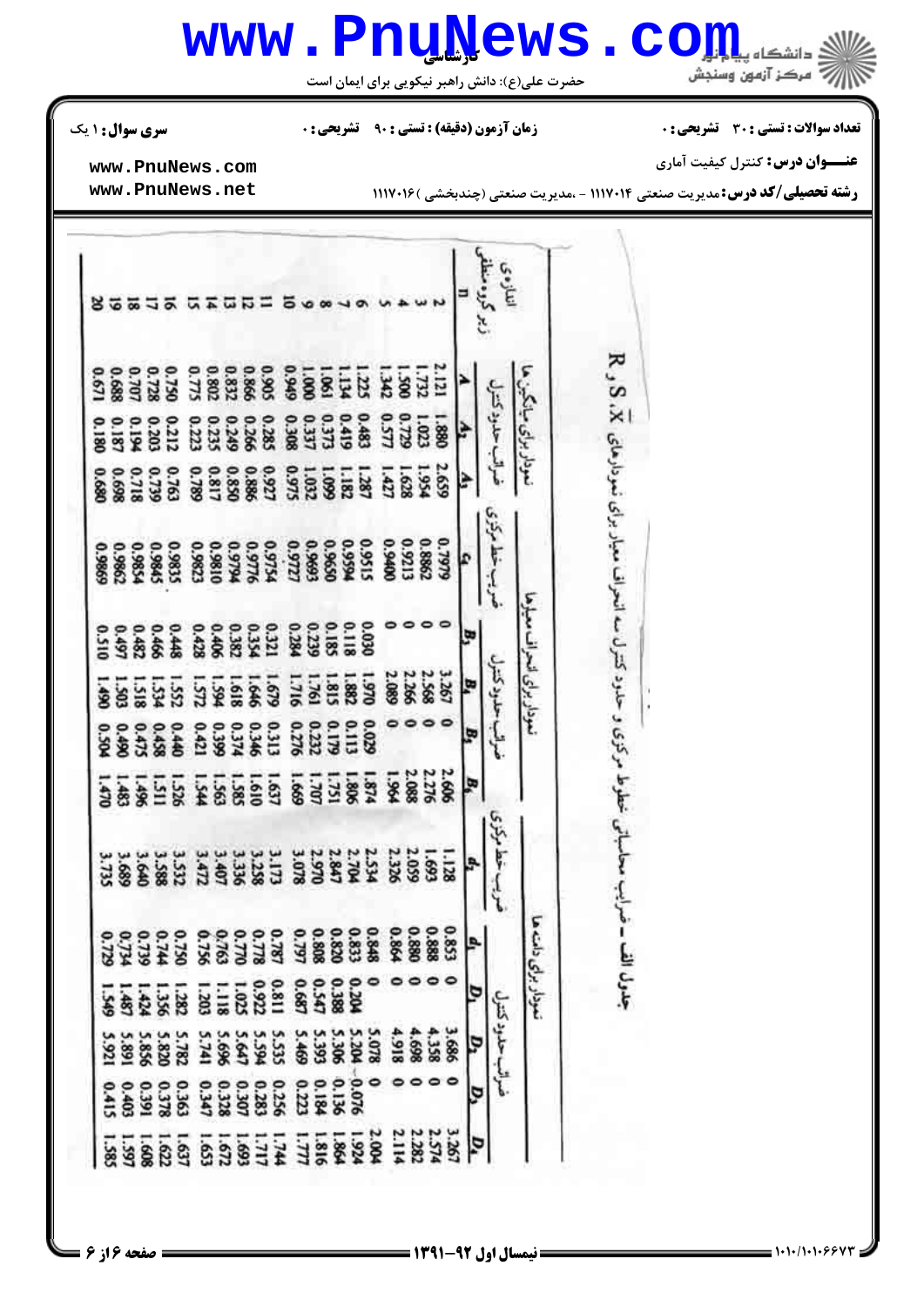جدول الف – ضرایب محاسباتی خطوط مرکزی و حدود کنترل سه انحراف معیار برای نمودارهای $\bar{X}$، S و R

| اندازه‌ی زیر گروه منطقی | نمودار برای میانگین‌ها | | | نمودار برای انحراف معیارها | | | | | نمودار برای دامنه‌ها | | | | | |
|---|---|---|---|---|---|---|---|---|---|---|---|---|---|---|
| | ضرایب حدود کنترل | | | ضریب خط مرکزی | ضرایب حدود کنترل | | | | ضریب خط مرکزی | | ضرایب حدود کنترل | | | |
| $n$ | $A$ | $A_2$ | $A_3$ | $c_4$ | $B_3$ | $B_4$ | $B_5$ | $B_6$ | $d_2$ | $d_3$ | $D_1$ | $D_2$ | $D_3$ | $D_4$ |
| 2 | 2.121 | 1.880 | 2.659 | 0.7979 | 0 | 3.267 | 0 | 2.606 | 1.128 | 0.853 | 0 | 3.686 | 0 | 3.267 |
| 3 | 1.732 | 1.023 | 1.954 | 0.8862 | 0 | 2.568 | 0 | 2.276 | 1.693 | 0.888 | 0 | 4.358 | 0 | 2.574 |
| 4 | 1.500 | 0.729 | 1.628 | 0.9213 | 0 | 2.266 | 0 | 2.088 | 2.059 | 0.880 | 0 | 4.698 | 0 | 2.282 |
| 5 | 1.342 | 0.577 | 1.427 | 0.9400 | 0 | 2.089 | 0 | 1.964 | 2.326 | 0.864 | 0 | 4.918 | 0 | 2.114 |
| 6 | 1.225 | 0.483 | 1.287 | 0.9515 | 0.030 | 1.970 | 0.029 | 1.874 | 2.534 | 0.848 | 0 | 5.078 | 0 | 2.004 |
| 7 | 1.134 | 0.419 | 1.182 | 0.9594 | 0.118 | 1.882 | 0.113 | 1.806 | 2.704 | 0.833 | 0.204 | 5.204 | 0.076 | 1.924 |
| 8 | 1.061 | 0.373 | 1.099 | 0.9650 | 0.185 | 1.815 | 0.179 | 1.751 | 2.847 | 0.820 | 0.388 | 5.306 | 0.136 | 1.864 |
| 9 | 1.000 | 0.337 | 1.032 | 0.9693 | 0.239 | 1.761 | 0.232 | 1.707 | 2.970 | 0.808 | 0.547 | 5.393 | 0.184 | 1.816 |
| 10 | 0.949 | 0.308 | 0.975 | 0.9727 | 0.284 | 1.716 | 0.276 | 1.669 | 3.078 | 0.797 | 0.687 | 5.469 | 0.223 | 1.777 |
| 11 | 0.905 | 0.285 | 0.927 | 0.9754 | 0.321 | 1.679 | 0.313 | 1.637 | 3.173 | 0.787 | 0.811 | 5.535 | 0.256 | 1.744 |
| 12 | 0.866 | 0.266 | 0.886 | 0.9776 | 0.354 | 1.646 | 0.346 | 1.610 | 3.258 | 0.778 | 0.922 | 5.594 | 0.283 | 1.717 |
| 13 | 0.832 | 0.249 | 0.850 | 0.9794 | 0.382 | 1.618 | 0.374 | 1.585 | 3.336 | 0.770 | 1.025 | 5.647 | 0.307 | 1.693 |
| 14 | 0.802 | 0.235 | 0.817 | 0.9810 | 0.406 | 1.594 | 0.399 | 1.563 | 3.407 | 0.763 | 1.118 | 5.696 | 0.328 | 1.672 |
| 15 | 0.775 | 0.223 | 0.789 | 0.9823 | 0.428 | 1.572 | 0.421 | 1.544 | 3.472 | 0.756 | 1.203 | 5.741 | 0.347 | 1.653 |
| 16 | 0.750 | 0.212 | 0.763 | 0.9835 | 0.448 | 1.552 | 0.440 | 1.526 | 3.532 | 0.750 | 1.282 | 5.782 | 0.363 | 1.637 |
| 17 | 0.728 | 0.203 | 0.739 | 0.9845 | 0.466 | 1.534 | 0.458 | 1.511 | 3.588 | 0.744 | 1.356 | 5.820 | 0.378 | 1.622 |
| 18 | 0.707 | 0.194 | 0.718 | 0.9854 | 0.482 | 1.518 | 0.475 | 1.496 | 3.640 | 0.739 | 1.424 | 5.856 | 0.391 | 1.608 |
| 19 | 0.688 | 0.187 | 0.698 | 0.9862 | 0.497 | 1.503 | 0.490 | 1.483 | 3.689 | 0.734 | 1.487 | 5.891 | 0.403 | 1.597 |
| 20 | 0.671 | 0.180 | 0.680 | 0.9869 | 0.510 | 1.490 | 0.504 | 1.470 | 3.735 | 0.729 | 1.549 | 5.921 | 0.415 | 1.585 |